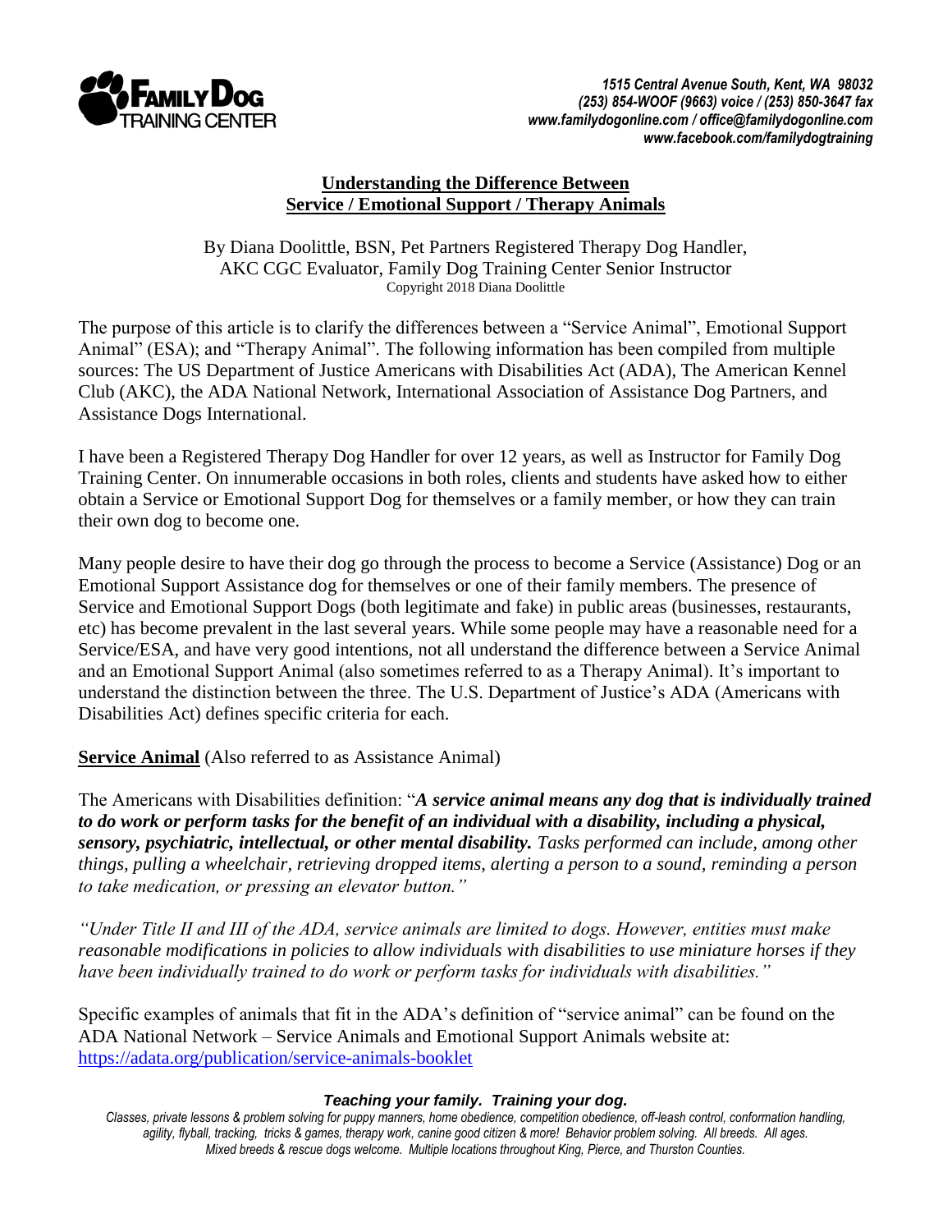FAMILY DOG TRAINING CENTER

*1515 Central Avenue South, Kent, WA 98032*
*(253) 854-WOOF (9663) voice / (253) 850-3647 fax*
*www.familydogonline.com / office@familydogonline.com*
*www.facebook.com/familydogtraining*

# Understanding the Difference Between Service / Emotional Support / Therapy Animals

By Diana Doolittle, BSN, Pet Partners Registered Therapy Dog Handler, AKC CGC Evaluator, Family Dog Training Center Senior Instructor
Copyright 2018 Diana Doolittle

The purpose of this article is to clarify the differences between a "Service Animal", Emotional Support Animal" (ESA); and "Therapy Animal". The following information has been compiled from multiple sources: The US Department of Justice Americans with Disabilities Act (ADA), The American Kennel Club (AKC), the ADA National Network, International Association of Assistance Dog Partners, and Assistance Dogs International.

I have been a Registered Therapy Dog Handler for over 12 years, as well as Instructor for Family Dog Training Center. On innumerable occasions in both roles, clients and students have asked how to either obtain a Service or Emotional Support Dog for themselves or a family member, or how they can train their own dog to become one.

Many people desire to have their dog go through the process to become a Service (Assistance) Dog or an Emotional Support Assistance dog for themselves or one of their family members. The presence of Service and Emotional Support Dogs (both legitimate and fake) in public areas (businesses, restaurants, etc) has become prevalent in the last several years. While some people may have a reasonable need for a Service/ESA, and have very good intentions, not all understand the difference between a Service Animal and an Emotional Support Animal (also sometimes referred to as a Therapy Animal). It's important to understand the distinction between the three. The U.S. Department of Justice's ADA (Americans with Disabilities Act) defines specific criteria for each.

**Service Animal** (Also referred to as Assistance Animal)

The Americans with Disabilities definition: "***A service animal means any dog that is individually trained to do work or perform tasks for the benefit of an individual with a disability, including a physical, sensory, psychiatric, intellectual, or other mental disability.*** *Tasks performed can include, among other things, pulling a wheelchair, retrieving dropped items, alerting a person to a sound, reminding a person to take medication, or pressing an elevator button."*

*"Under Title II and III of the ADA, service animals are limited to dogs. However, entities must make reasonable modifications in policies to allow individuals with disabilities to use miniature horses if they have been individually trained to do work or perform tasks for individuals with disabilities."*

Specific examples of animals that fit in the ADA's definition of "service animal" can be found on the ADA National Network – Service Animals and Emotional Support Animals website at: https://adata.org/publication/service-animals-booklet

***Teaching your family. Training your dog.***

*Classes, private lessons & problem solving for puppy manners, home obedience, competition obedience, off-leash control, conformation handling, agility, flyball, tracking, tricks & games, therapy work, canine good citizen & more! Behavior problem solving. All breeds. All ages. Mixed breeds & rescue dogs welcome. Multiple locations throughout King, Pierce, and Thurston Counties.*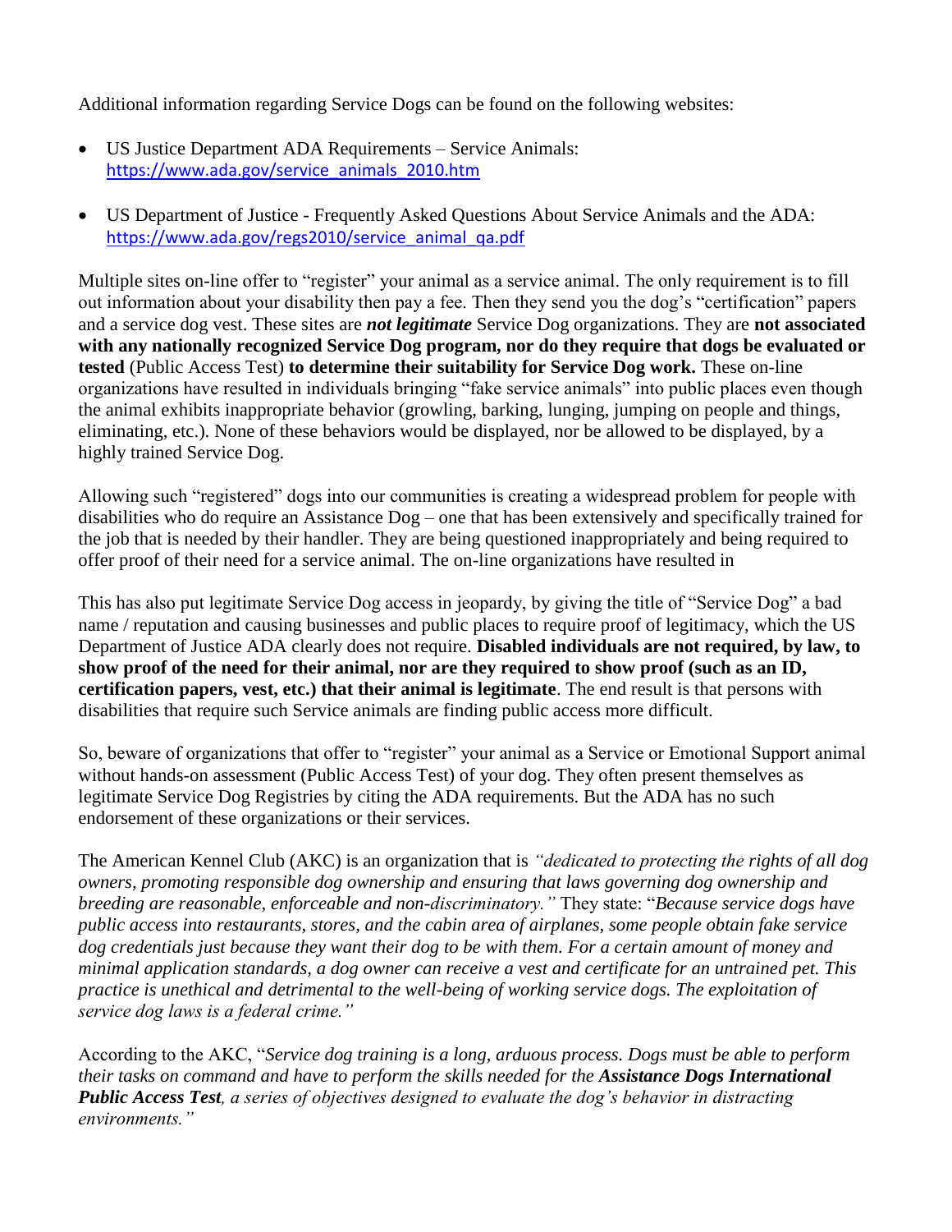Additional information regarding Service Dogs can be found on the following websites:

- US Justice Department ADA Requirements – Service Animals: https://www.ada.gov/service_animals_2010.htm
- US Department of Justice - Frequently Asked Questions About Service Animals and the ADA: https://www.ada.gov/regs2010/service_animal_qa.pdf

Multiple sites on-line offer to "register" your animal as a service animal. The only requirement is to fill out information about your disability then pay a fee. Then they send you the dog's "certification" papers and a service dog vest. These sites are ***not legitimate*** Service Dog organizations. They are **not associated with any nationally recognized Service Dog program, nor do they require that dogs be evaluated or tested** (Public Access Test) **to determine their suitability for Service Dog work.** These on-line organizations have resulted in individuals bringing "fake service animals" into public places even though the animal exhibits inappropriate behavior (growling, barking, lunging, jumping on people and things, eliminating, etc.). None of these behaviors would be displayed, nor be allowed to be displayed, by a highly trained Service Dog.

Allowing such "registered" dogs into our communities is creating a widespread problem for people with disabilities who do require an Assistance Dog – one that has been extensively and specifically trained for the job that is needed by their handler. They are being questioned inappropriately and being required to offer proof of their need for a service animal. The on-line organizations have resulted in

This has also put legitimate Service Dog access in jeopardy, by giving the title of "Service Dog" a bad name / reputation and causing businesses and public places to require proof of legitimacy, which the US Department of Justice ADA clearly does not require. **Disabled individuals are not required, by law, to show proof of the need for their animal, nor are they required to show proof (such as an ID, certification papers, vest, etc.) that their animal is legitimate**. The end result is that persons with disabilities that require such Service animals are finding public access more difficult.

So, beware of organizations that offer to "register" your animal as a Service or Emotional Support animal without hands-on assessment (Public Access Test) of your dog. They often present themselves as legitimate Service Dog Registries by citing the ADA requirements. But the ADA has no such endorsement of these organizations or their services.

The American Kennel Club (AKC) is an organization that is *"dedicated to protecting the rights of all dog owners, promoting responsible dog ownership and ensuring that laws governing dog ownership and breeding are reasonable, enforceable and non-discriminatory."* They state: "*Because service dogs have public access into restaurants, stores, and the cabin area of airplanes, some people obtain fake service dog credentials just because they want their dog to be with them. For a certain amount of money and minimal application standards, a dog owner can receive a vest and certificate for an untrained pet. This practice is unethical and detrimental to the well-being of working service dogs. The exploitation of service dog laws is a federal crime."*

According to the AKC, "*Service dog training is a long, arduous process. Dogs must be able to perform their tasks on command and have to perform the skills needed for the* ***Assistance Dogs International Public Access Test****, a series of objectives designed to evaluate the dog's behavior in distracting environments."*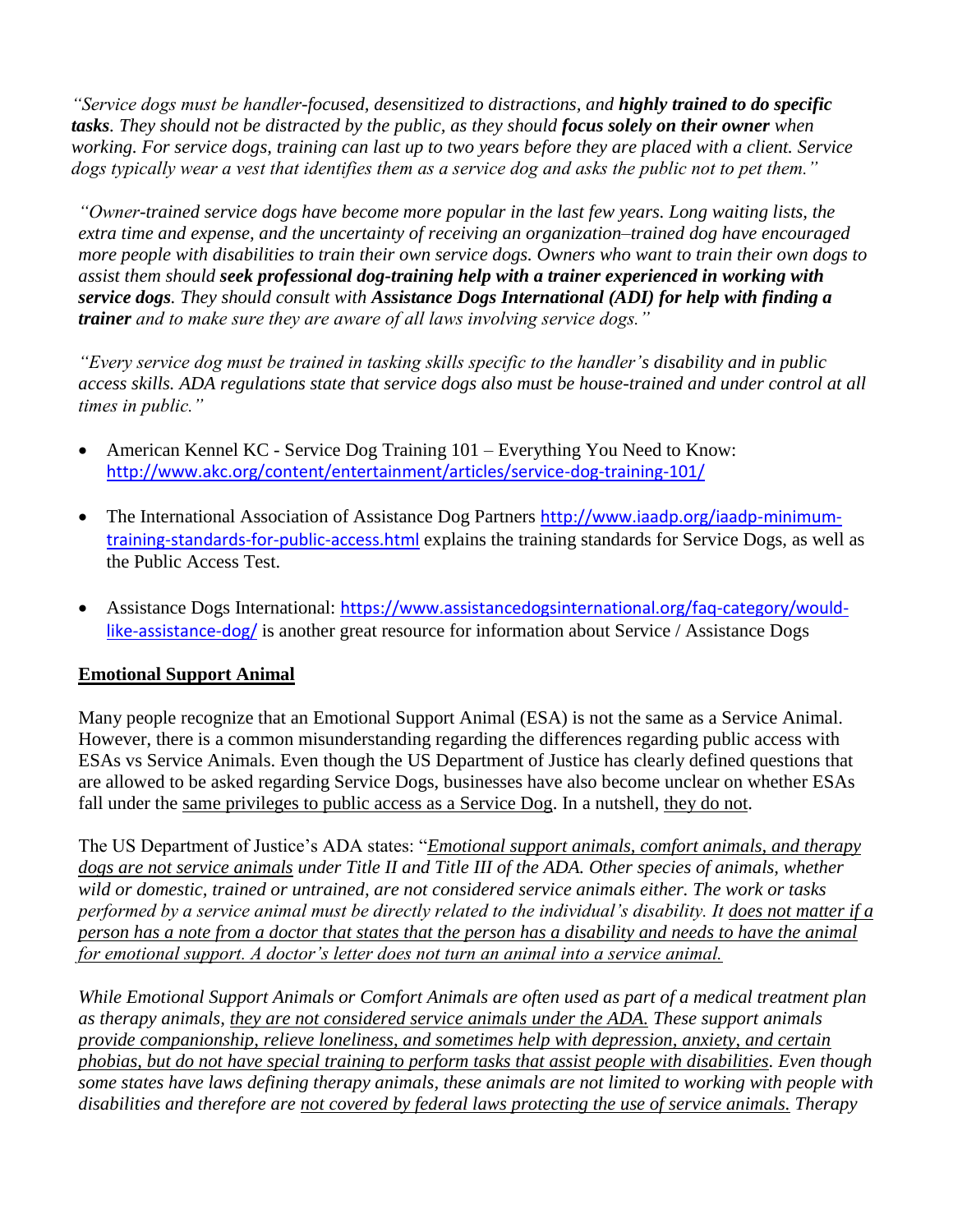*"Service dogs must be handler-focused, desensitized to distractions, and **highly trained to do specific tasks**. They should not be distracted by the public, as they should **focus solely on their owner** when working. For service dogs, training can last up to two years before they are placed with a client. Service dogs typically wear a vest that identifies them as a service dog and asks the public not to pet them."*

*"Owner-trained service dogs have become more popular in the last few years. Long waiting lists, the extra time and expense, and the uncertainty of receiving an organization–trained dog have encouraged more people with disabilities to train their own service dogs. Owners who want to train their own dogs to assist them should **seek professional dog-training help with a trainer experienced in working with service dogs**. They should consult with **Assistance Dogs International (ADI) for help with finding a trainer** and to make sure they are aware of all laws involving service dogs."*

*"Every service dog must be trained in tasking skills specific to the handler's disability and in public access skills. ADA regulations state that service dogs also must be house-trained and under control at all times in public."*

- American Kennel KC - Service Dog Training 101 – Everything You Need to Know: http://www.akc.org/content/entertainment/articles/service-dog-training-101/
- The International Association of Assistance Dog Partners http://www.iaadp.org/iaadp-minimum-training-standards-for-public-access.html explains the training standards for Service Dogs, as well as the Public Access Test.
- Assistance Dogs International: https://www.assistancedogsinternational.org/faq-category/would-like-assistance-dog/ is another great resource for information about Service / Assistance Dogs

## Emotional Support Animal

Many people recognize that an Emotional Support Animal (ESA) is not the same as a Service Animal. However, there is a common misunderstanding regarding the differences regarding public access with ESAs vs Service Animals. Even though the US Department of Justice has clearly defined questions that are allowed to be asked regarding Service Dogs, businesses have also become unclear on whether ESAs fall under the same privileges to public access as a Service Dog. In a nutshell, they do not.

The US Department of Justice's ADA states: "*Emotional support animals, comfort animals, and therapy dogs are not service animals under Title II and Title III of the ADA. Other species of animals, whether wild or domestic, trained or untrained, are not considered service animals either. The work or tasks performed by a service animal must be directly related to the individual's disability. It does not matter if a person has a note from a doctor that states that the person has a disability and needs to have the animal for emotional support. A doctor's letter does not turn an animal into a service animal.*

*While Emotional Support Animals or Comfort Animals are often used as part of a medical treatment plan as therapy animals, they are not considered service animals under the ADA. These support animals provide companionship, relieve loneliness, and sometimes help with depression, anxiety, and certain phobias, but do not have special training to perform tasks that assist people with disabilities. Even though some states have laws defining therapy animals, these animals are not limited to working with people with disabilities and therefore are not covered by federal laws protecting the use of service animals. Therapy*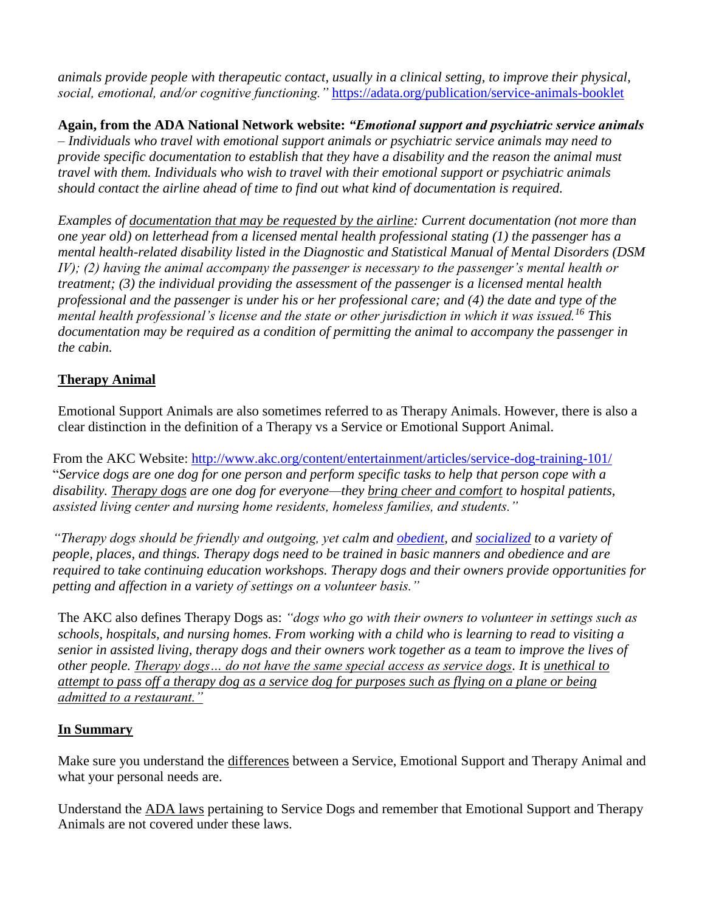*animals provide people with therapeutic contact, usually in a clinical setting, to improve their physical, social, emotional, and/or cognitive functioning."* https://adata.org/publication/service-animals-booklet

**Again, from the ADA National Network website:** ***"Emotional support and psychiatric service animals*** *– Individuals who travel with emotional support animals or psychiatric service animals may need to provide specific documentation to establish that they have a disability and the reason the animal must travel with them. Individuals who wish to travel with their emotional support or psychiatric animals should contact the airline ahead of time to find out what kind of documentation is required.*

*Examples of documentation that may be requested by the airline: Current documentation (not more than one year old) on letterhead from a licensed mental health professional stating (1) the passenger has a mental health-related disability listed in the Diagnostic and Statistical Manual of Mental Disorders (DSM IV); (2) having the animal accompany the passenger is necessary to the passenger's mental health or treatment; (3) the individual providing the assessment of the passenger is a licensed mental health professional and the passenger is under his or her professional care; and (4) the date and type of the mental health professional's license and the state or other jurisdiction in which it was issued.*[16] *This documentation may be required as a condition of permitting the animal to accompany the passenger in the cabin.*

## Therapy Animal

Emotional Support Animals are also sometimes referred to as Therapy Animals. However, there is also a clear distinction in the definition of a Therapy vs a Service or Emotional Support Animal.

From the AKC Website: http://www.akc.org/content/entertainment/articles/service-dog-training-101/
"*Service dogs are one dog for one person and perform specific tasks to help that person cope with a disability. Therapy dogs are one dog for everyone—they bring cheer and comfort to hospital patients, assisted living center and nursing home residents, homeless families, and students."*

*"Therapy dogs should be friendly and outgoing, yet calm and obedient, and socialized to a variety of people, places, and things. Therapy dogs need to be trained in basic manners and obedience and are required to take continuing education workshops. Therapy dogs and their owners provide opportunities for petting and affection in a variety of settings on a volunteer basis."*

The AKC also defines Therapy Dogs as: *"dogs who go with their owners to volunteer in settings such as schools, hospitals, and nursing homes. From working with a child who is learning to read to visiting a senior in assisted living, therapy dogs and their owners work together as a team to improve the lives of other people. Therapy dogs… do not have the same special access as service dogs. It is unethical to attempt to pass off a therapy dog as a service dog for purposes such as flying on a plane or being admitted to a restaurant."*

## In Summary

Make sure you understand the differences between a Service, Emotional Support and Therapy Animal and what your personal needs are.

Understand the ADA laws pertaining to Service Dogs and remember that Emotional Support and Therapy Animals are not covered under these laws.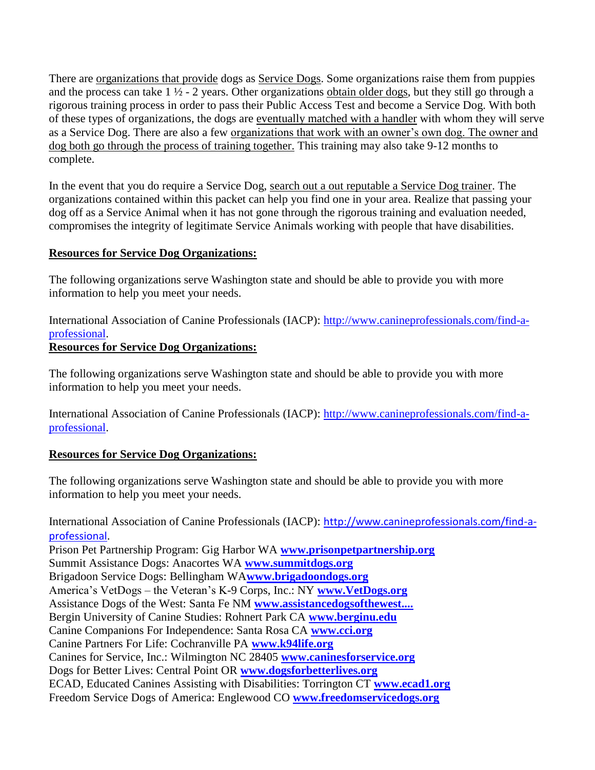There are organizations that provide dogs as Service Dogs. Some organizations raise them from puppies and the process can take 1 ½ - 2 years. Other organizations obtain older dogs, but they still go through a rigorous training process in order to pass their Public Access Test and become a Service Dog. With both of these types of organizations, the dogs are eventually matched with a handler with whom they will serve as a Service Dog. There are also a few organizations that work with an owner's own dog. The owner and dog both go through the process of training together. This training may also take 9-12 months to complete.

In the event that you do require a Service Dog, search out a out reputable a Service Dog trainer. The organizations contained within this packet can help you find one in your area. Realize that passing your dog off as a Service Animal when it has not gone through the rigorous training and evaluation needed, compromises the integrity of legitimate Service Animals working with people that have disabilities.

**Resources for Service Dog Organizations:**

The following organizations serve Washington state and should be able to provide you with more information to help you meet your needs.

International Association of Canine Professionals (IACP): http://www.canineprofessionals.com/find-a-professional.

**Resources for Service Dog Organizations:**

The following organizations serve Washington state and should be able to provide you with more information to help you meet your needs.

International Association of Canine Professionals (IACP): http://www.canineprofessionals.com/find-a-professional.

**Resources for Service Dog Organizations:**

The following organizations serve Washington state and should be able to provide you with more information to help you meet your needs.

International Association of Canine Professionals (IACP): http://www.canineprofessionals.com/find-a-professional.
Prison Pet Partnership Program: Gig Harbor WA **www.prisonpetpartnership.org**
Summit Assistance Dogs: Anacortes WA **www.summitdogs.org**
Brigadoon Service Dogs: Bellingham WA**www.brigadoondogs.org**
America's VetDogs – the Veteran's K-9 Corps, Inc.: NY **www.VetDogs.org**
Assistance Dogs of the West: Santa Fe NM **www.assistancedogsofthewest....**
Bergin University of Canine Studies: Rohnert Park CA **www.berginu.edu**
Canine Companions For Independence: Santa Rosa CA **www.cci.org**
Canine Partners For Life: Cochranville PA **www.k94life.org**
Canines for Service, Inc.: Wilmington NC 28405 **www.caninesforservice.org**
Dogs for Better Lives: Central Point OR **www.dogsforbetterlives.org**
ECAD, Educated Canines Assisting with Disabilities: Torrington CT **www.ecad1.org**
Freedom Service Dogs of America: Englewood CO **www.freedomservicedogs.org**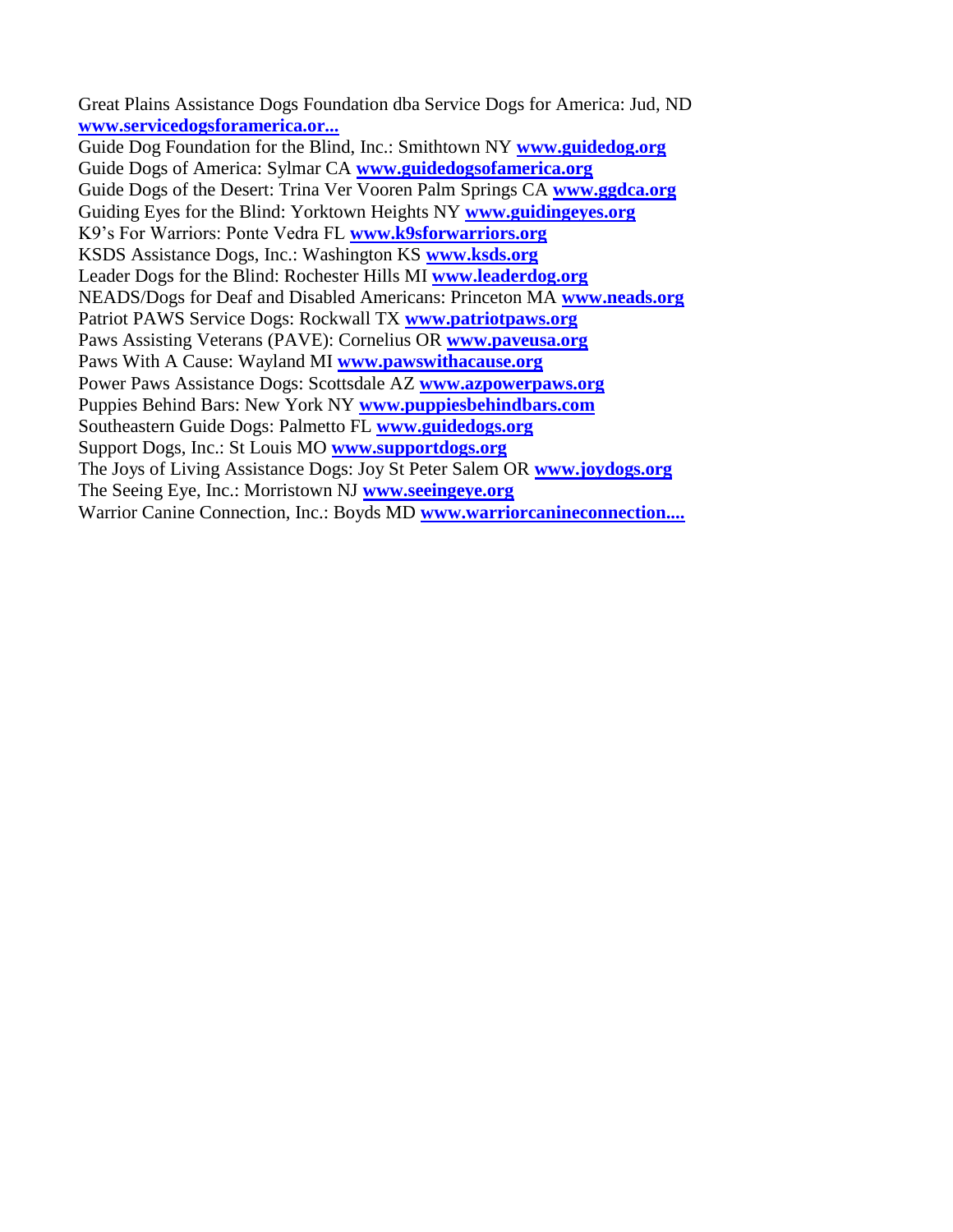Great Plains Assistance Dogs Foundation dba Service Dogs for America: Jud, ND **www.servicedogsforamerica.or...**
Guide Dog Foundation for the Blind, Inc.: Smithtown NY **www.guidedog.org**
Guide Dogs of America: Sylmar CA **www.guidedogsofamerica.org**
Guide Dogs of the Desert: Trina Ver Vooren Palm Springs CA **www.ggdca.org**
Guiding Eyes for the Blind: Yorktown Heights NY **www.guidingeyes.org**
K9's For Warriors: Ponte Vedra FL **www.k9sforwarriors.org**
KSDS Assistance Dogs, Inc.: Washington KS **www.ksds.org**
Leader Dogs for the Blind: Rochester Hills MI **www.leaderdog.org**
NEADS/Dogs for Deaf and Disabled Americans: Princeton MA **www.neads.org**
Patriot PAWS Service Dogs: Rockwall TX **www.patriotpaws.org**
Paws Assisting Veterans (PAVE): Cornelius OR **www.paveusa.org**
Paws With A Cause: Wayland MI **www.pawswithacause.org**
Power Paws Assistance Dogs: Scottsdale AZ **www.azpowerpaws.org**
Puppies Behind Bars: New York NY **www.puppiesbehindbars.com**
Southeastern Guide Dogs: Palmetto FL **www.guidedogs.org**
Support Dogs, Inc.: St Louis MO **www.supportdogs.org**
The Joys of Living Assistance Dogs: Joy St Peter Salem OR **www.joydogs.org**
The Seeing Eye, Inc.: Morristown NJ **www.seeingeye.org**
Warrior Canine Connection, Inc.: Boyds MD **www.warriorcanineconnection....**